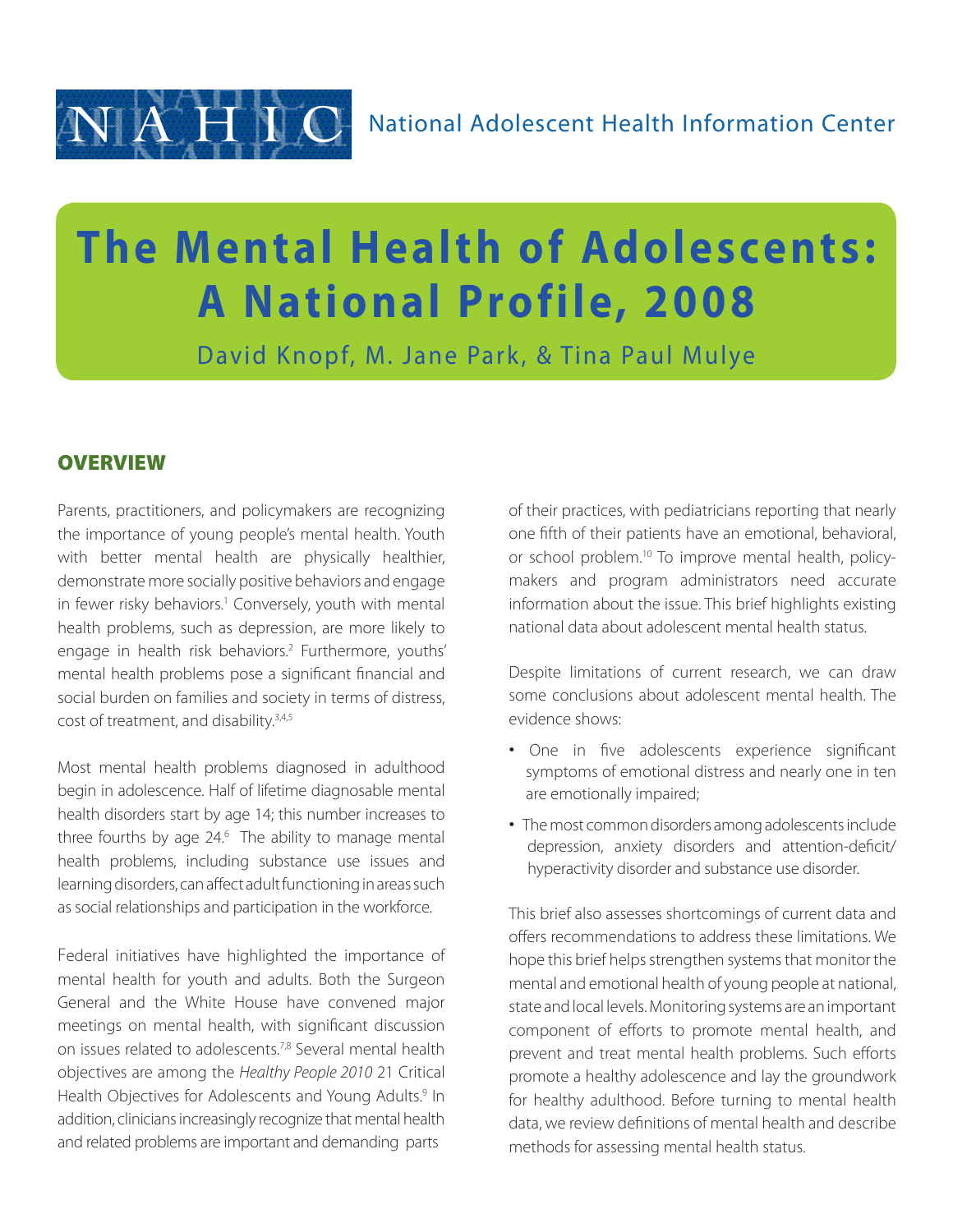NAHIC National Adolescent Health Information Center

# The Mental Health of Adolescents: A National Profile, 2008

David Knopf, M. Jane Park, & Tina Paul Mulye

## OVERVIEW

Parents, practitioners, and policymakers are recognizing the importance of young people's mental health. Youth with better mental health are physically healthier, demonstrate more socially positive behaviors and engage in fewer risky behaviors.[1] Conversely, youth with mental health problems, such as depression, are more likely to engage in health risk behaviors.[2] Furthermore, youths' mental health problems pose a significant financial and social burden on families and society in terms of distress, cost of treatment, and disability.[3,4,5]

Most mental health problems diagnosed in adulthood begin in adolescence. Half of lifetime diagnosable mental health disorders start by age 14; this number increases to three fourths by age 24.[6] The ability to manage mental health problems, including substance use issues and learning disorders, can affect adult functioning in areas such as social relationships and participation in the workforce.

Federal initiatives have highlighted the importance of mental health for youth and adults. Both the Surgeon General and the White House have convened major meetings on mental health, with significant discussion on issues related to adolescents.[7,8] Several mental health objectives are among the *Healthy People 2010* 21 Critical Health Objectives for Adolescents and Young Adults.[9] In addition, clinicians increasingly recognize that mental health and related problems are important and demanding parts of their practices, with pediatricians reporting that nearly one fifth of their patients have an emotional, behavioral, or school problem.[10] To improve mental health, policymakers and program administrators need accurate information about the issue. This brief highlights existing national data about adolescent mental health status.

Despite limitations of current research, we can draw some conclusions about adolescent mental health. The evidence shows:

- One in five adolescents experience significant symptoms of emotional distress and nearly one in ten are emotionally impaired;
- The most common disorders among adolescents include depression, anxiety disorders and attention-deficit/hyperactivity disorder and substance use disorder.

This brief also assesses shortcomings of current data and offers recommendations to address these limitations. We hope this brief helps strengthen systems that monitor the mental and emotional health of young people at national, state and local levels. Monitoring systems are an important component of efforts to promote mental health, and prevent and treat mental health problems. Such efforts promote a healthy adolescence and lay the groundwork for healthy adulthood. Before turning to mental health data, we review definitions of mental health and describe methods for assessing mental health status.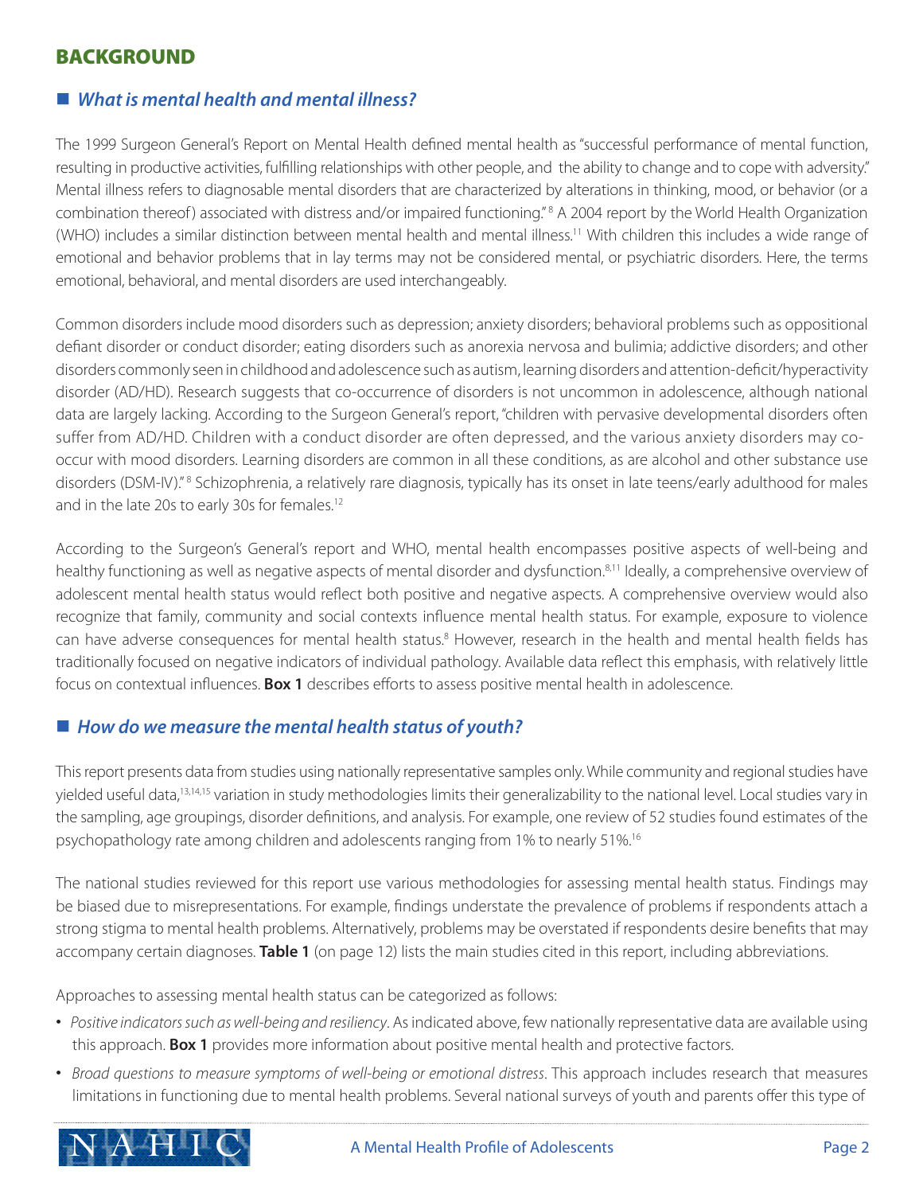## BACKGROUND

### ■ *What is mental health and mental illness?*

The 1999 Surgeon General's Report on Mental Health defined mental health as "successful performance of mental function, resulting in productive activities, fulfilling relationships with other people, and the ability to change and to cope with adversity." Mental illness refers to diagnosable mental disorders that are characterized by alterations in thinking, mood, or behavior (or a combination thereof) associated with distress and/or impaired functioning."[8] A 2004 report by the World Health Organization (WHO) includes a similar distinction between mental health and mental illness.[11] With children this includes a wide range of emotional and behavior problems that in lay terms may not be considered mental, or psychiatric disorders. Here, the terms emotional, behavioral, and mental disorders are used interchangeably.

Common disorders include mood disorders such as depression; anxiety disorders; behavioral problems such as oppositional defiant disorder or conduct disorder; eating disorders such as anorexia nervosa and bulimia; addictive disorders; and other disorders commonly seen in childhood and adolescence such as autism, learning disorders and attention-deficit/hyperactivity disorder (AD/HD). Research suggests that co-occurrence of disorders is not uncommon in adolescence, although national data are largely lacking. According to the Surgeon General's report, "children with pervasive developmental disorders often suffer from AD/HD. Children with a conduct disorder are often depressed, and the various anxiety disorders may co-occur with mood disorders. Learning disorders are common in all these conditions, as are alcohol and other substance use disorders (DSM-IV)."[8] Schizophrenia, a relatively rare diagnosis, typically has its onset in late teens/early adulthood for males and in the late 20s to early 30s for females.[12]

According to the Surgeon's General's report and WHO, mental health encompasses positive aspects of well-being and healthy functioning as well as negative aspects of mental disorder and dysfunction.[8,11] Ideally, a comprehensive overview of adolescent mental health status would reflect both positive and negative aspects. A comprehensive overview would also recognize that family, community and social contexts influence mental health status. For example, exposure to violence can have adverse consequences for mental health status.[8] However, research in the health and mental health fields has traditionally focused on negative indicators of individual pathology. Available data reflect this emphasis, with relatively little focus on contextual influences. **Box 1** describes efforts to assess positive mental health in adolescence.

### ■ *How do we measure the mental health status of youth?*

This report presents data from studies using nationally representative samples only. While community and regional studies have yielded useful data,[13,14,15] variation in study methodologies limits their generalizability to the national level. Local studies vary in the sampling, age groupings, disorder definitions, and analysis. For example, one review of 52 studies found estimates of the psychopathology rate among children and adolescents ranging from 1% to nearly 51%.[16]

The national studies reviewed for this report use various methodologies for assessing mental health status. Findings may be biased due to misrepresentations. For example, findings understate the prevalence of problems if respondents attach a strong stigma to mental health problems. Alternatively, problems may be overstated if respondents desire benefits that may accompany certain diagnoses. **Table 1** (on page 12) lists the main studies cited in this report, including abbreviations.

Approaches to assessing mental health status can be categorized as follows:

- *Positive indicators such as well-being and resiliency*. As indicated above, few nationally representative data are available using this approach. **Box 1** provides more information about positive mental health and protective factors.
- *Broad questions to measure symptoms of well-being or emotional distress*. This approach includes research that measures limitations in functioning due to mental health problems. Several national surveys of youth and parents offer this type of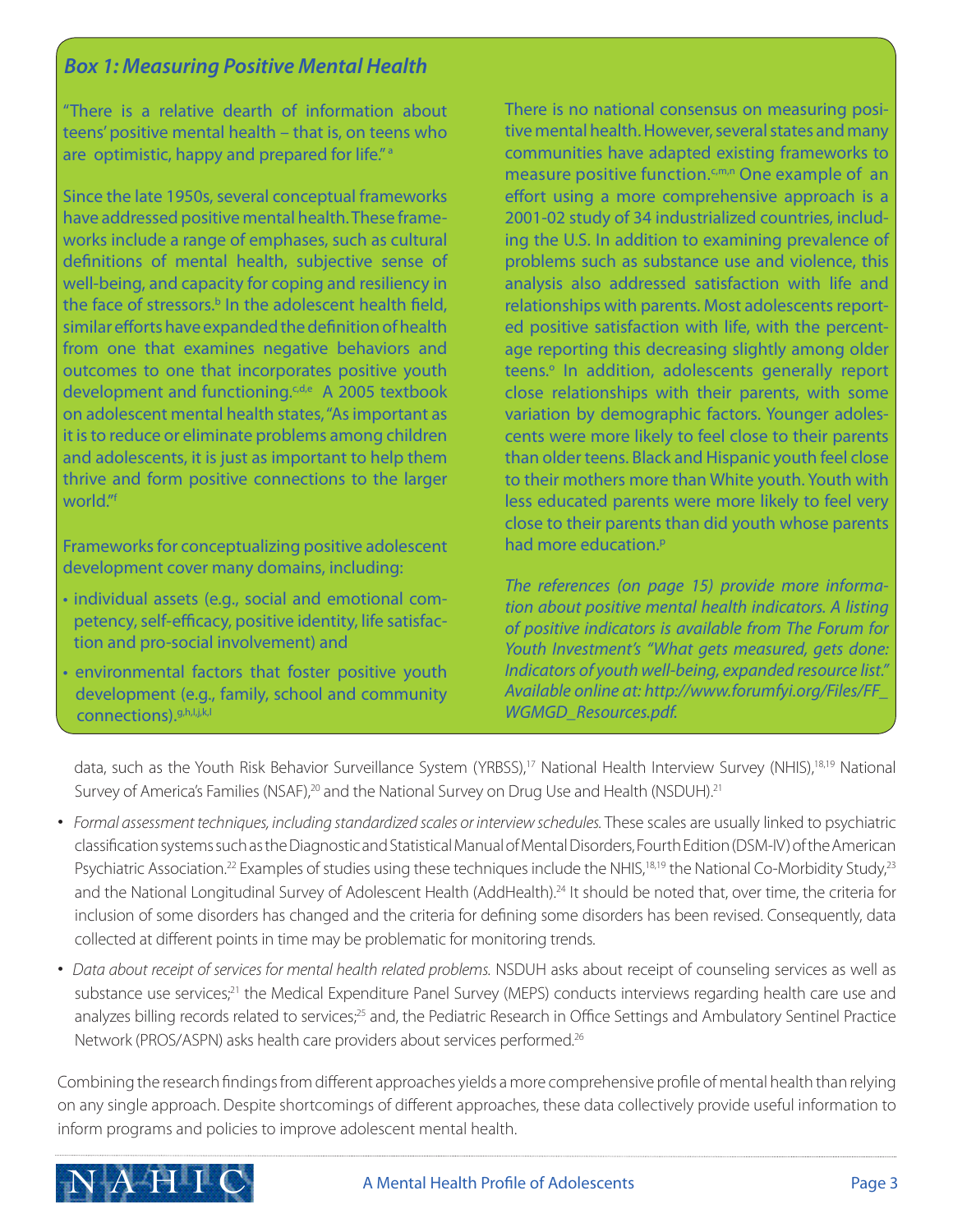### Box 1: Measuring Positive Mental Health

"There is a relative dearth of information about teens' positive mental health – that is, on teens who are optimistic, happy and prepared for life."[a]

Since the late 1950s, several conceptual frameworks have addressed positive mental health. These frameworks include a range of emphases, such as cultural definitions of mental health, subjective sense of well-being, and capacity for coping and resiliency in the face of stressors.[b] In the adolescent health field, similar efforts have expanded the definition of health from one that examines negative behaviors and outcomes to one that incorporates positive youth development and functioning.[c,d,e] A 2005 textbook on adolescent mental health states, "As important as it is to reduce or eliminate problems among children and adolescents, it is just as important to help them thrive and form positive connections to the larger world."[f]

Frameworks for conceptualizing positive adolescent development cover many domains, including:

- individual assets (e.g., social and emotional competency, self-efficacy, positive identity, life satisfaction and pro-social involvement) and
- environmental factors that foster positive youth development (e.g., family, school and community connections).[g,h,i,j,k,l]

There is no national consensus on measuring positive mental health. However, several states and many communities have adapted existing frameworks to measure positive function.[c,m,n] One example of an effort using a more comprehensive approach is a 2001-02 study of 34 industrialized countries, including the U.S. In addition to examining prevalence of problems such as substance use and violence, this analysis also addressed satisfaction with life and relationships with parents. Most adolescents reported positive satisfaction with life, with the percentage reporting this decreasing slightly among older teens.[o] In addition, adolescents generally report close relationships with their parents, with some variation by demographic factors. Younger adolescents were more likely to feel close to their parents than older teens. Black and Hispanic youth feel close to their mothers more than White youth. Youth with less educated parents were more likely to feel very close to their parents than did youth whose parents had more education.[p]

*The references (on page 15) provide more information about positive mental health indicators. A listing of positive indicators is available from The Forum for Youth Investment's "What gets measured, gets done: Indicators of youth well-being, expanded resource list." Available online at: http://www.forumfyi.org/Files/FF_WGMGD_Resources.pdf.*

data, such as the Youth Risk Behavior Surveillance System (YRBSS),[17] National Health Interview Survey (NHIS),[18,19] National Survey of America's Families (NSAF),[20] and the National Survey on Drug Use and Health (NSDUH).[21]

- *Formal assessment techniques, including standardized scales or interview schedules.* These scales are usually linked to psychiatric classification systems such as the Diagnostic and Statistical Manual of Mental Disorders, Fourth Edition (DSM-IV) of the American Psychiatric Association.[22] Examples of studies using these techniques include the NHIS,[18,19] the National Co-Morbidity Study,[23] and the National Longitudinal Survey of Adolescent Health (AddHealth).[24] It should be noted that, over time, the criteria for inclusion of some disorders has changed and the criteria for defining some disorders has been revised. Consequently, data collected at different points in time may be problematic for monitoring trends.
- *Data about receipt of services for mental health related problems.* NSDUH asks about receipt of counseling services as well as substance use services;[21] the Medical Expenditure Panel Survey (MEPS) conducts interviews regarding health care use and analyzes billing records related to services;[25] and, the Pediatric Research in Office Settings and Ambulatory Sentinel Practice Network (PROS/ASPN) asks health care providers about services performed.[26]

Combining the research findings from different approaches yields a more comprehensive profile of mental health than relying on any single approach. Despite shortcomings of different approaches, these data collectively provide useful information to inform programs and policies to improve adolescent mental health.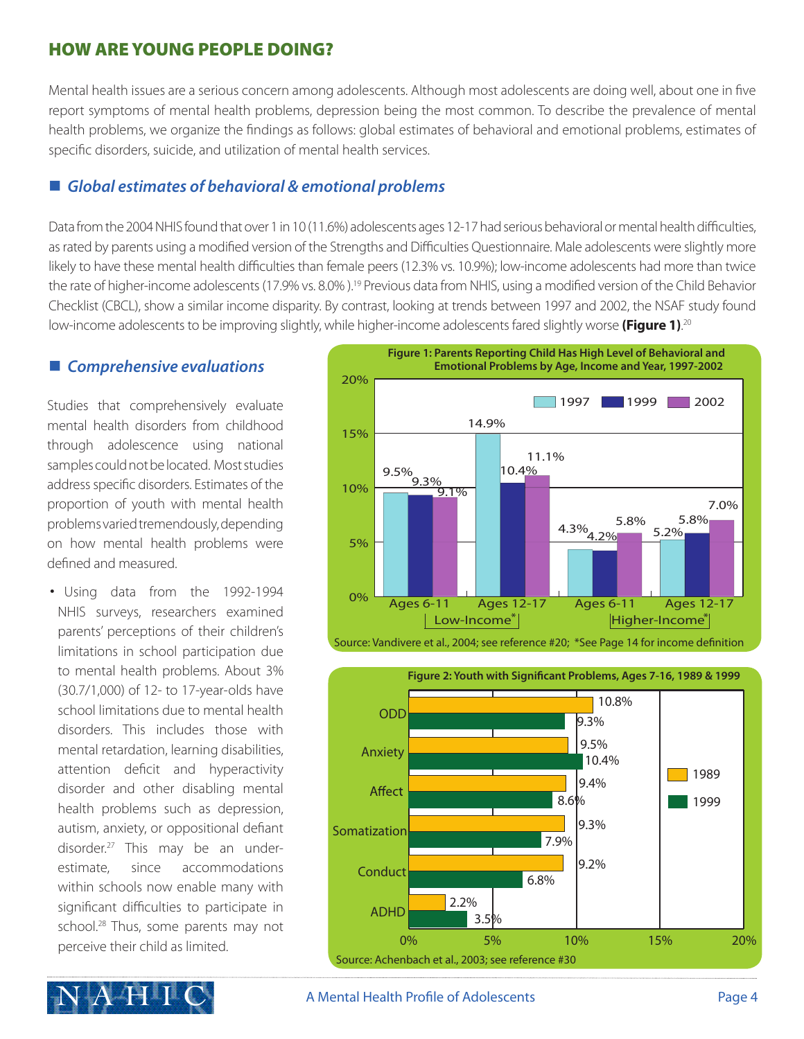## HOW ARE YOUNG PEOPLE DOING?

Mental health issues are a serious concern among adolescents. Although most adolescents are doing well, about one in five report symptoms of mental health problems, depression being the most common. To describe the prevalence of mental health problems, we organize the findings as follows: global estimates of behavioral and emotional problems, estimates of specific disorders, suicide, and utilization of mental health services.

### *Global estimates of behavioral & emotional problems*

Data from the 2004 NHIS found that over 1 in 10 (11.6%) adolescents ages 12-17 had serious behavioral or mental health difficulties, as rated by parents using a modified version of the Strengths and Difficulties Questionnaire. Male adolescents were slightly more likely to have these mental health difficulties than female peers (12.3% vs. 10.9%); low-income adolescents had more than twice the rate of higher-income adolescents (17.9% vs. 8.0% ).[19] Previous data from NHIS, using a modified version of the Child Behavior Checklist (CBCL), show a similar income disparity. By contrast, looking at trends between 1997 and 2002, the NSAF study found low-income adolescents to be improving slightly, while higher-income adolescents fared slightly worse **(Figure 1)**.[20]

### *Comprehensive evaluations*

Studies that comprehensively evaluate mental health disorders from childhood through adolescence using national samples could not be located. Most studies address specific disorders. Estimates of the proportion of youth with mental health problems varied tremendously, depending on how mental health problems were defined and measured.

- Using data from the 1992-1994 NHIS surveys, researchers examined parents' perceptions of their children's limitations in school participation due to mental health problems. About 3% (30.7/1,000) of 12- to 17-year-olds have school limitations due to mental health disorders. This includes those with mental retardation, learning disabilities, attention deficit and hyperactivity disorder and other disabling mental health problems such as depression, autism, anxiety, or oppositional defiant disorder.[27] This may be an underestimate, since accommodations within schools now enable many with significant difficulties to participate in school.[28] Thus, some parents may not perceive their child as limited.

**Figure 1: Parents Reporting Child Has High Level of Behavioral and Emotional Problems by Age, Income and Year, 1997-2002**

| Income | Age | 1997 | 1999 | 2002 |
|---|---|---|---|---|
| Low-Income* | Ages 6-11 | 9.5% | 9.3% | 9.1% |
| Low-Income* | Ages 12-17 | 14.9% | 10.4% | 11.1% |
| Higher-Income* | Ages 6-11 | 4.3% | 4.2% | 5.8% |
| Higher-Income* | Ages 12-17 | 5.2% | 5.8% | 7.0% |

Source: Vandivere et al., 2004; see reference #20; *See Page 14 for income definition

**Figure 2: Youth with Significant Problems, Ages 7-16, 1989 & 1999**

| Problem | 1989 | 1999 |
|---|---|---|
| ODD | 10.8% | 9.3% |
| Anxiety | 9.5% | 10.4% |
| Affect | 9.4% | 8.6% |
| Somatization | 9.3% | 7.9% |
| Conduct | 9.2% | 6.8% |
| ADHD | 2.2% | 3.5% |

Source: Achenbach et al., 2003; see reference #30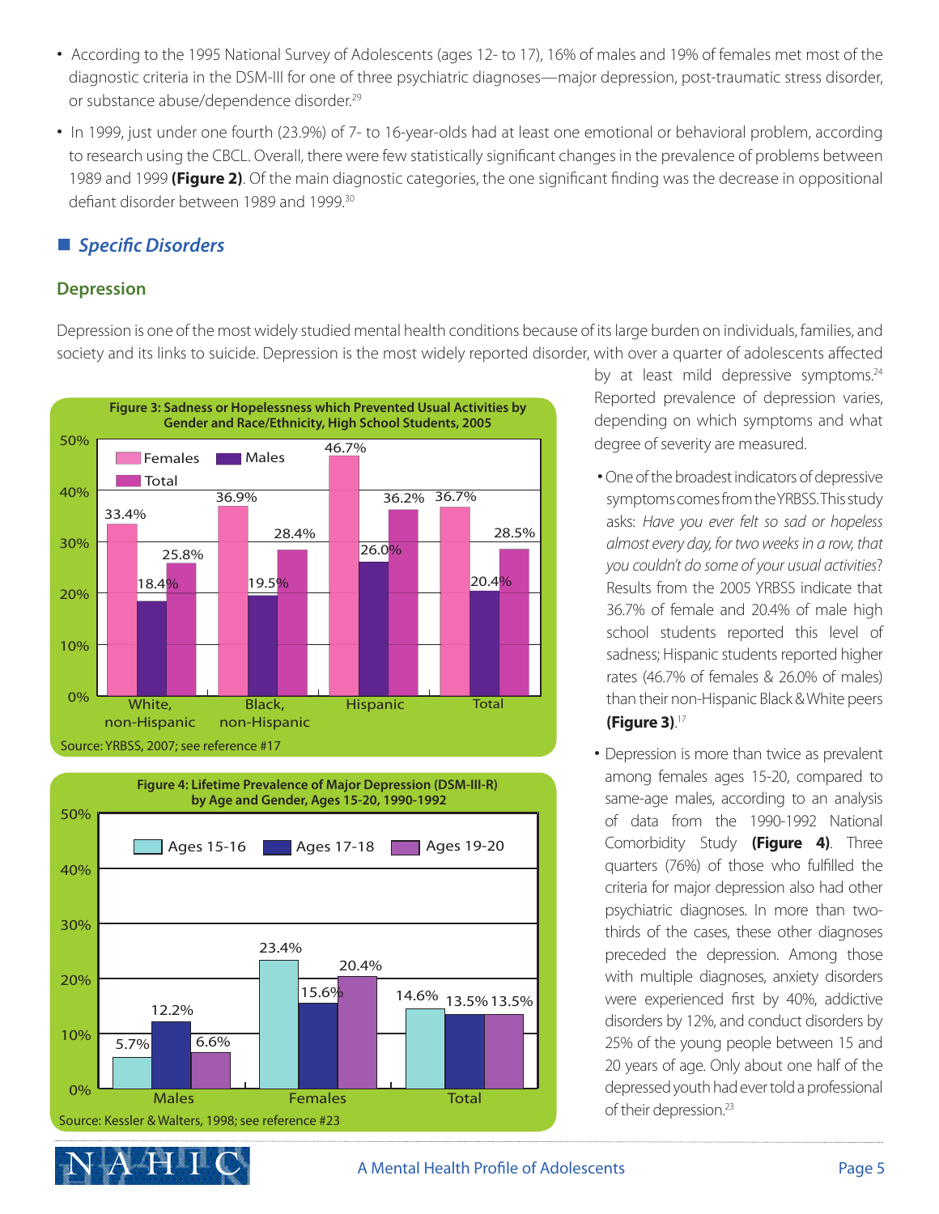- According to the 1995 National Survey of Adolescents (ages 12- to 17), 16% of males and 19% of females met most of the diagnostic criteria in the DSM-III for one of three psychiatric diagnoses—major depression, post-traumatic stress disorder, or substance abuse/dependence disorder.[29]
- In 1999, just under one fourth (23.9%) of 7- to 16-year-olds had at least one emotional or behavioral problem, according to research using the CBCL. Overall, there were few statistically significant changes in the prevalence of problems between 1989 and 1999 **(Figure 2)**. Of the main diagnostic categories, the one significant finding was the decrease in oppositional defiant disorder between 1989 and 1999.[30]

## *Specific Disorders*

### Depression

Depression is one of the most widely studied mental health conditions because of its large burden on individuals, families, and society and its links to suicide. Depression is the most widely reported disorder, with over a quarter of adolescents affected by at least mild depressive symptoms.[24] Reported prevalence of depression varies, depending on which symptoms and what degree of severity are measured.

- One of the broadest indicators of depressive symptoms comes from the YRBSS. This study asks: *Have you ever felt so sad or hopeless almost every day, for two weeks in a row, that you couldn't do some of your usual activities*? Results from the 2005 YRBSS indicate that 36.7% of female and 20.4% of male high school students reported this level of sadness; Hispanic students reported higher rates (46.7% of females & 26.0% of males) than their non-Hispanic Black & White peers **(Figure 3)**.[17]
- Depression is more than twice as prevalent among females ages 15-20, compared to same-age males, according to an analysis of data from the 1990-1992 National Comorbidity Study **(Figure 4)**. Three quarters (76%) of those who fulfilled the criteria for major depression also had other psychiatric diagnoses. In more than two-thirds of the cases, these other diagnoses preceded the depression. Among those with multiple diagnoses, anxiety disorders were experienced first by 40%, addictive disorders by 12%, and conduct disorders by 25% of the young people between 15 and 20 years of age. Only about one half of the depressed youth had ever told a professional of their depression.[23]

**Figure 3: Sadness or Hopelessness which Prevented Usual Activities by Gender and Race/Ethnicity, High School Students, 2005**

| | Females | Males | Total |
|---|---|---|---|
| White, non-Hispanic | 33.4% | 18.4% | 25.8% |
| Black, non-Hispanic | 36.9% | 19.5% | 28.4% |
| Hispanic | 46.7% | 26.0% | 36.2% |
| Total | 36.7% | 20.4% | 28.5% |

Source: YRBSS, 2007; see reference #17

**Figure 4: Lifetime Prevalence of Major Depression (DSM-III-R) by Age and Gender, Ages 15-20, 1990-1992**

| | Ages 15-16 | Ages 17-18 | Ages 19-20 |
|---|---|---|---|
| Males | 5.7% | 12.2% | 6.6% |
| Females | 23.4% | 15.6% | 20.4% |
| Total | 14.6% | 13.5% | 13.5% |

Source: Kessler & Walters, 1998; see reference #23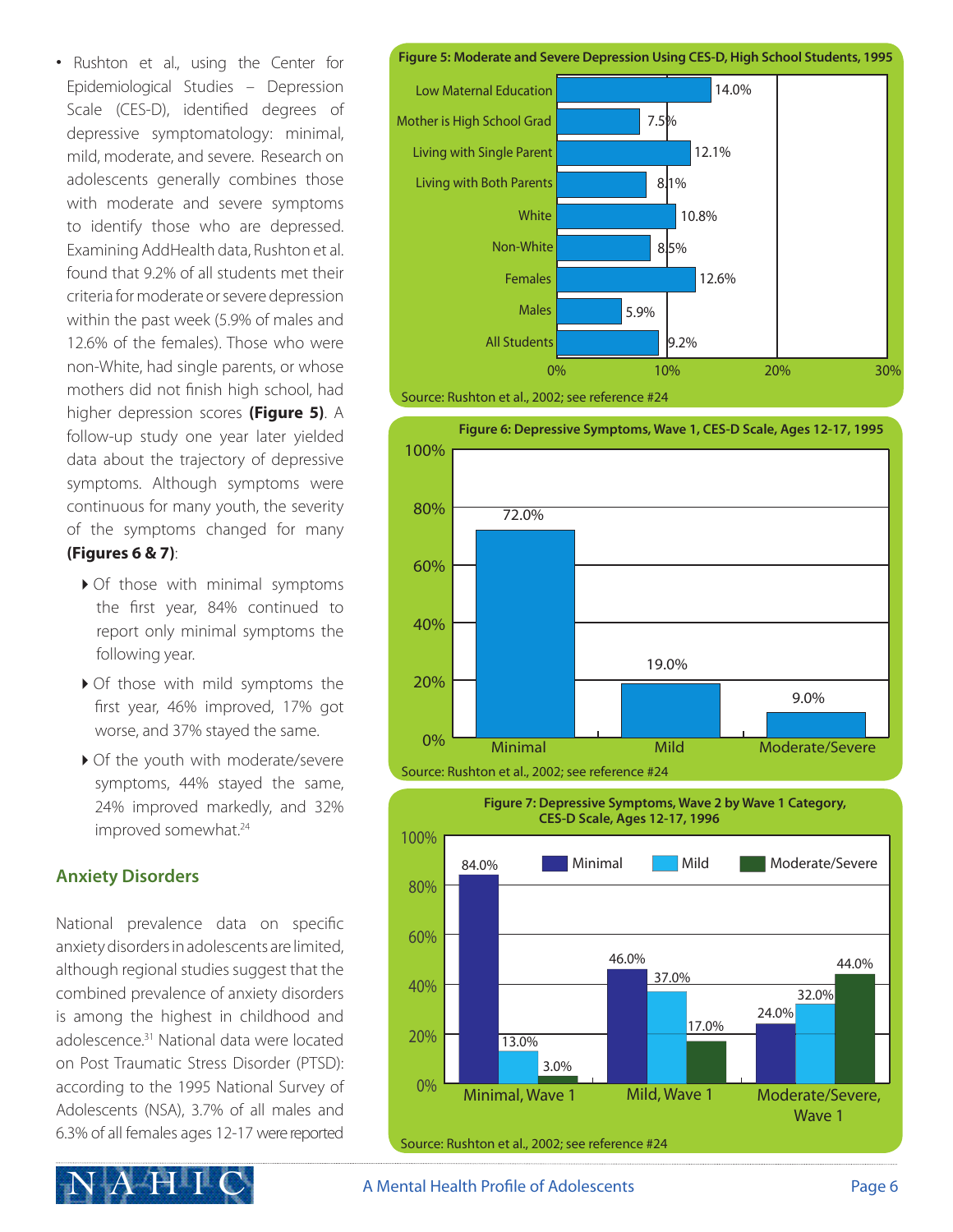- Rushton et al., using the Center for Epidemiological Studies – Depression Scale (CES-D), identified degrees of depressive symptomatology: minimal, mild, moderate, and severe. Research on adolescents generally combines those with moderate and severe symptoms to identify those who are depressed. Examining AddHealth data, Rushton et al. found that 9.2% of all students met their criteria for moderate or severe depression within the past week (5.9% of males and 12.6% of the females). Those who were non-White, had single parents, or whose mothers did not finish high school, had higher depression scores **(Figure 5)**. A follow-up study one year later yielded data about the trajectory of depressive symptoms. Although symptoms were continuous for many youth, the severity of the symptoms changed for many **(Figures 6 & 7)**:
  - Of those with minimal symptoms the first year, 84% continued to report only minimal symptoms the following year.
  - Of those with mild symptoms the first year, 46% improved, 17% got worse, and 37% stayed the same.
  - Of the youth with moderate/severe symptoms, 44% stayed the same, 24% improved markedly, and 32% improved somewhat.[24]

## Anxiety Disorders

National prevalence data on specific anxiety disorders in adolescents are limited, although regional studies suggest that the combined prevalence of anxiety disorders is among the highest in childhood and adolescence.[31] National data were located on Post Traumatic Stress Disorder (PTSD): according to the 1995 National Survey of Adolescents (NSA), 3.7% of all males and 6.3% of all females ages 12-17 were reported

**Figure 5: Moderate and Severe Depression Using CES-D, High School Students, 1995**

| Group | Percent |
|---|---|
| Low Maternal Education | 14.0% |
| Mother is High School Grad | 7.5% |
| Living with Single Parent | 12.1% |
| Living with Both Parents | 8.1% |
| White | 10.8% |
| Non-White | 8.5% |
| Females | 12.6% |
| Males | 5.9% |
| All Students | 9.2% |

Source: Rushton et al., 2002; see reference #24

**Figure 6: Depressive Symptoms, Wave 1, CES-D Scale, Ages 12-17, 1995**

| Category | Percent |
|---|---|
| Minimal | 72.0% |
| Mild | 19.0% |
| Moderate/Severe | 9.0% |

Source: Rushton et al., 2002; see reference #24

**Figure 7: Depressive Symptoms, Wave 2 by Wave 1 Category, CES-D Scale, Ages 12-17, 1996**

| Wave 1 Category | Minimal | Mild | Moderate/Severe |
|---|---|---|---|
| Minimal, Wave 1 | 84.0% | 13.0% | 3.0% |
| Mild, Wave 1 | 46.0% | 37.0% | 17.0% |
| Moderate/Severe, Wave 1 | 24.0% | 32.0% | 44.0% |

Source: Rushton et al., 2002; see reference #24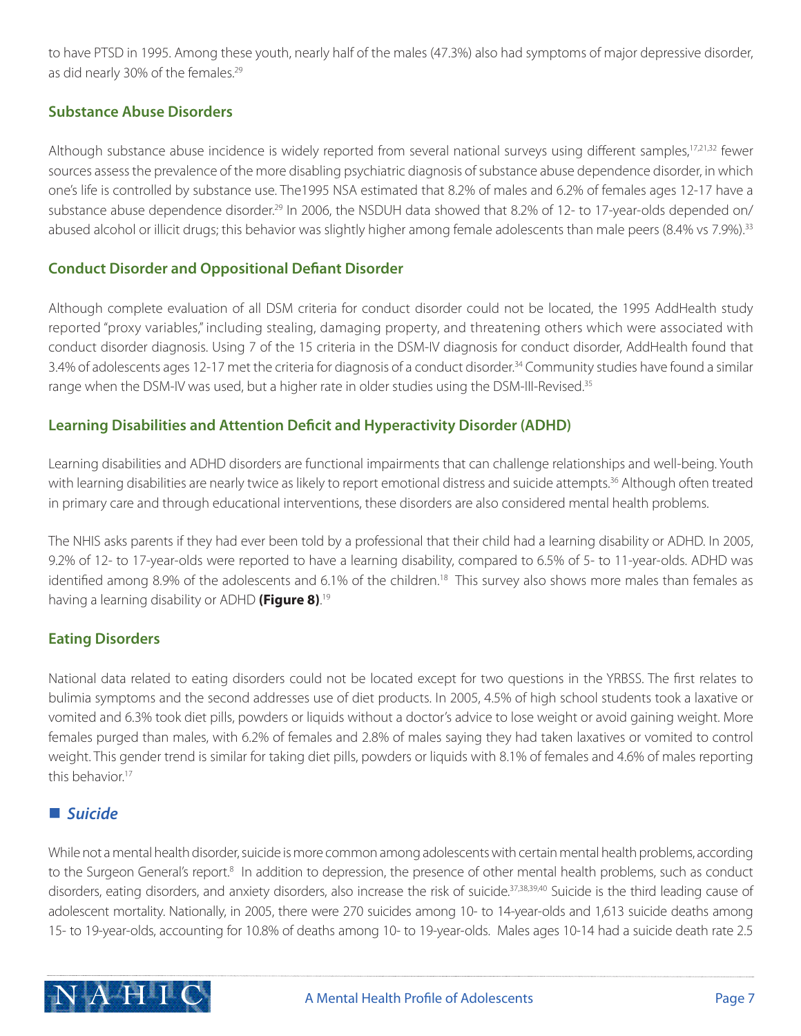to have PTSD in 1995. Among these youth, nearly half of the males (47.3%) also had symptoms of major depressive disorder, as did nearly 30% of the females.[29]

### Substance Abuse Disorders

Although substance abuse incidence is widely reported from several national surveys using different samples,[17,21,32] fewer sources assess the prevalence of the more disabling psychiatric diagnosis of substance abuse dependence disorder, in which one's life is controlled by substance use. The1995 NSA estimated that 8.2% of males and 6.2% of females ages 12-17 have a substance abuse dependence disorder.[29] In 2006, the NSDUH data showed that 8.2% of 12- to 17-year-olds depended on/abused alcohol or illicit drugs; this behavior was slightly higher among female adolescents than male peers (8.4% vs 7.9%).[33]

### Conduct Disorder and Oppositional Defiant Disorder

Although complete evaluation of all DSM criteria for conduct disorder could not be located, the 1995 AddHealth study reported "proxy variables," including stealing, damaging property, and threatening others which were associated with conduct disorder diagnosis. Using 7 of the 15 criteria in the DSM-IV diagnosis for conduct disorder, AddHealth found that 3.4% of adolescents ages 12-17 met the criteria for diagnosis of a conduct disorder.[34] Community studies have found a similar range when the DSM-IV was used, but a higher rate in older studies using the DSM-III-Revised.[35]

### Learning Disabilities and Attention Deficit and Hyperactivity Disorder (ADHD)

Learning disabilities and ADHD disorders are functional impairments that can challenge relationships and well-being. Youth with learning disabilities are nearly twice as likely to report emotional distress and suicide attempts.[36] Although often treated in primary care and through educational interventions, these disorders are also considered mental health problems.

The NHIS asks parents if they had ever been told by a professional that their child had a learning disability or ADHD. In 2005, 9.2% of 12- to 17-year-olds were reported to have a learning disability, compared to 6.5% of 5- to 11-year-olds. ADHD was identified among 8.9% of the adolescents and 6.1% of the children.[18] This survey also shows more males than females as having a learning disability or ADHD **(Figure 8)**.[19]

### Eating Disorders

National data related to eating disorders could not be located except for two questions in the YRBSS. The first relates to bulimia symptoms and the second addresses use of diet products. In 2005, 4.5% of high school students took a laxative or vomited and 6.3% took diet pills, powders or liquids without a doctor's advice to lose weight or avoid gaining weight. More females purged than males, with 6.2% of females and 2.8% of males saying they had taken laxatives or vomited to control weight. This gender trend is similar for taking diet pills, powders or liquids with 8.1% of females and 4.6% of males reporting this behavior.[17]

## *Suicide*

While not a mental health disorder, suicide is more common among adolescents with certain mental health problems, according to the Surgeon General's report.[8] In addition to depression, the presence of other mental health problems, such as conduct disorders, eating disorders, and anxiety disorders, also increase the risk of suicide.[37,38,39,40] Suicide is the third leading cause of adolescent mortality. Nationally, in 2005, there were 270 suicides among 10- to 14-year-olds and 1,613 suicide deaths among 15- to 19-year-olds, accounting for 10.8% of deaths among 10- to 19-year-olds. Males ages 10-14 had a suicide death rate 2.5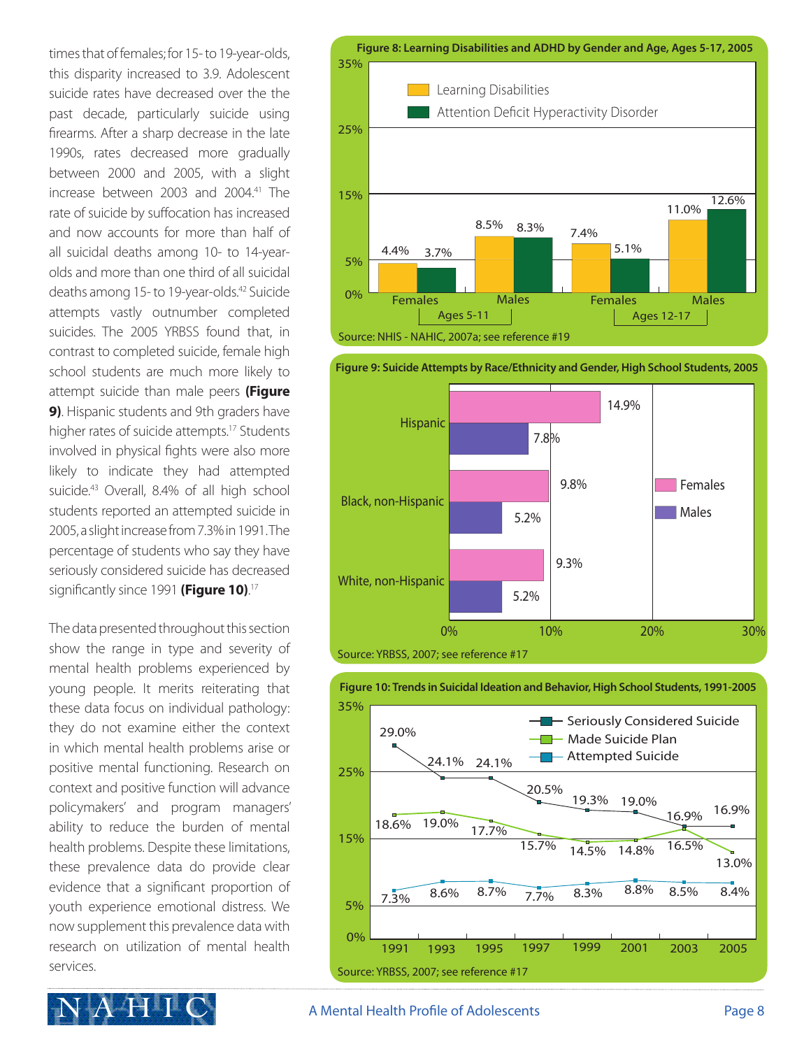times that of females; for 15- to 19-year-olds, this disparity increased to 3.9. Adolescent suicide rates have decreased over the the past decade, particularly suicide using firearms. After a sharp decrease in the late 1990s, rates decreased more gradually between 2000 and 2005, with a slight increase between 2003 and 2004.[41] The rate of suicide by suffocation has increased and now accounts for more than half of all suicidal deaths among 10- to 14-year-olds and more than one third of all suicidal deaths among 15- to 19-year-olds.[42] Suicide attempts vastly outnumber completed suicides. The 2005 YRBSS found that, in contrast to completed suicide, female high school students are much more likely to attempt suicide than male peers **(Figure 9)**. Hispanic students and 9th graders have higher rates of suicide attempts.[17] Students involved in physical fights were also more likely to indicate they had attempted suicide.[43] Overall, 8.4% of all high school students reported an attempted suicide in 2005, a slight increase from 7.3% in 1991. The percentage of students who say they have seriously considered suicide has decreased significantly since 1991 **(Figure 10)**.[17]

The data presented throughout this section show the range in type and severity of mental health problems experienced by young people. It merits reiterating that these data focus on individual pathology: they do not examine either the context in which mental health problems arise or positive mental functioning. Research on context and positive function will advance policymakers' and program managers' ability to reduce the burden of mental health problems. Despite these limitations, these prevalence data do provide clear evidence that a significant proportion of youth experience emotional distress. We now supplement this prevalence data with research on utilization of mental health services.

**Figure 8: Learning Disabilities and ADHD by Gender and Age, Ages 5-17, 2005**

| | Learning Disabilities | Attention Deficit Hyperactivity Disorder |
|---|---|---|
| Ages 5-11, Females | 4.4% | 3.7% |
| Ages 5-11, Males | 8.5% | 8.3% |
| Ages 12-17, Females | 7.4% | 5.1% |
| Ages 12-17, Males | 11.0% | 12.6% |

Source: NHIS - NAHIC, 2007a; see reference #19

**Figure 9: Suicide Attempts by Race/Ethnicity and Gender, High School Students, 2005**

| | Females | Males |
|---|---|---|
| Hispanic | 14.9% | 7.8% |
| Black, non-Hispanic | 9.8% | 5.2% |
| White, non-Hispanic | 9.3% | 5.2% |

Source: YRBSS, 2007; see reference #17

**Figure 10: Trends in Suicidal Ideation and Behavior, High School Students, 1991-2005**

| | 1991 | 1993 | 1995 | 1997 | 1999 | 2001 | 2003 | 2005 |
|---|---|---|---|---|---|---|---|---|
| Seriously Considered Suicide | 29.0% | 24.1% | 24.1% | 20.5% | 19.3% | 19.0% | 16.9% | 16.9% |
| Made Suicide Plan | 18.6% | 19.0% | 17.7% | 15.7% | 14.5% | 14.8% | 16.5% | 13.0% |
| Attempted Suicide | 7.3% | 8.6% | 8.7% | 7.7% | 8.3% | 8.8% | 8.5% | 8.4% |

Source: YRBSS, 2007; see reference #17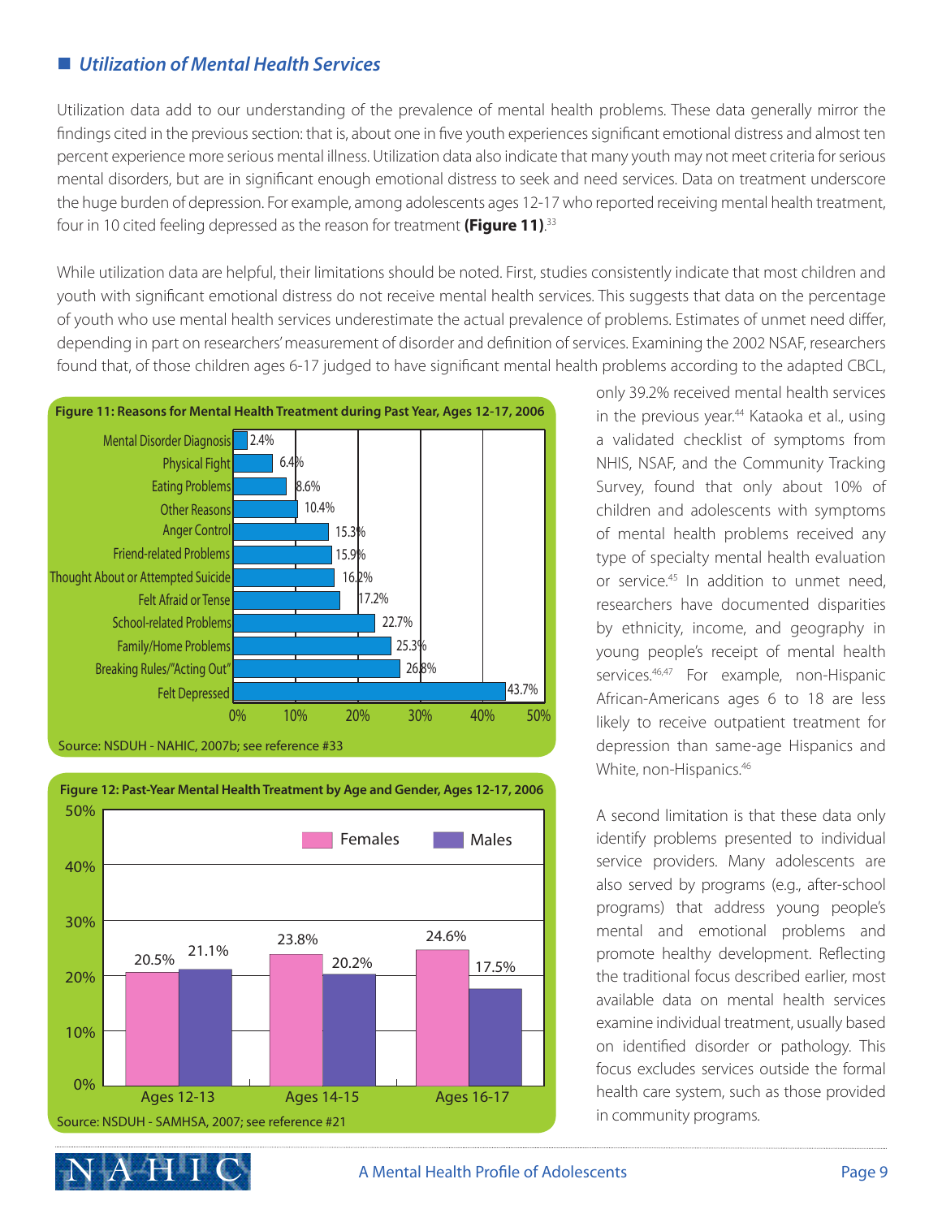## Utilization of Mental Health Services

Utilization data add to our understanding of the prevalence of mental health problems. These data generally mirror the findings cited in the previous section: that is, about one in five youth experiences significant emotional distress and almost ten percent experience more serious mental illness. Utilization data also indicate that many youth may not meet criteria for serious mental disorders, but are in significant enough emotional distress to seek and need services. Data on treatment underscore the huge burden of depression. For example, among adolescents ages 12-17 who reported receiving mental health treatment, four in 10 cited feeling depressed as the reason for treatment **(Figure 11)**.[33]

While utilization data are helpful, their limitations should be noted. First, studies consistently indicate that most children and youth with significant emotional distress do not receive mental health services. This suggests that data on the percentage of youth who use mental health services underestimate the actual prevalence of problems. Estimates of unmet need differ, depending in part on researchers' measurement of disorder and definition of services. Examining the 2002 NSAF, researchers found that, of those children ages 6-17 judged to have significant mental health problems according to the adapted CBCL, only 39.2% received mental health services in the previous year.[44] Kataoka et al., using a validated checklist of symptoms from NHIS, NSAF, and the Community Tracking Survey, found that only about 10% of children and adolescents with symptoms of mental health problems received any type of specialty mental health evaluation or service.[45] In addition to unmet need, researchers have documented disparities by ethnicity, income, and geography in young people's receipt of mental health services.[46,47] For example, non-Hispanic African-Americans ages 6 to 18 are less likely to receive outpatient treatment for depression than same-age Hispanics and White, non-Hispanics.[46]

**Figure 11: Reasons for Mental Health Treatment during Past Year, Ages 12-17, 2006**

| Reason | Percent |
|---|---|
| Mental Disorder Diagnosis | 2.4% |
| Physical Fight | 6.4% |
| Eating Problems | 8.6% |
| Other Reasons | 10.4% |
| Anger Control | 15.3% |
| Friend-related Problems | 15.9% |
| Thought About or Attempted Suicide | 16.2% |
| Felt Afraid or Tense | 17.2% |
| School-related Problems | 22.7% |
| Family/Home Problems | 25.3% |
| Breaking Rules/"Acting Out" | 26.8% |
| Felt Depressed | 43.7% |

Source: NSDUH - NAHIC, 2007b; see reference #33

**Figure 12: Past-Year Mental Health Treatment by Age and Gender, Ages 12-17, 2006**

| Age | Females | Males |
|---|---|---|
| Ages 12-13 | 20.5% | 21.1% |
| Ages 14-15 | 23.8% | 20.2% |
| Ages 16-17 | 24.6% | 17.5% |

Source: NSDUH - SAMHSA, 2007; see reference #21

A second limitation is that these data only identify problems presented to individual service providers. Many adolescents are also served by programs (e.g., after-school programs) that address young people's mental and emotional problems and promote healthy development. Reflecting the traditional focus described earlier, most available data on mental health services examine individual treatment, usually based on identified disorder or pathology. This focus excludes services outside the formal health care system, such as those provided in community programs.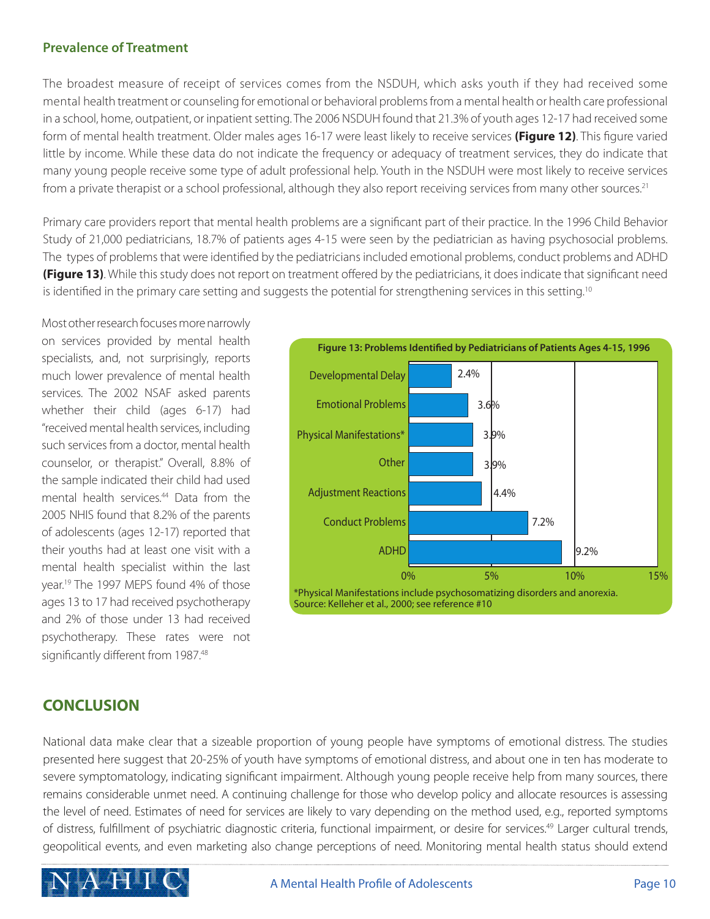### Prevalence of Treatment

The broadest measure of receipt of services comes from the NSDUH, which asks youth if they had received some mental health treatment or counseling for emotional or behavioral problems from a mental health or health care professional in a school, home, outpatient, or inpatient setting. The 2006 NSDUH found that 21.3% of youth ages 12-17 had received some form of mental health treatment. Older males ages 16-17 were least likely to receive services **(Figure 12)**. This figure varied little by income. While these data do not indicate the frequency or adequacy of treatment services, they do indicate that many young people receive some type of adult professional help. Youth in the NSDUH were most likely to receive services from a private therapist or a school professional, although they also report receiving services from many other sources.[21]

Primary care providers report that mental health problems are a significant part of their practice. In the 1996 Child Behavior Study of 21,000 pediatricians, 18.7% of patients ages 4-15 were seen by the pediatrician as having psychosocial problems. The types of problems that were identified by the pediatricians included emotional problems, conduct problems and ADHD **(Figure 13)**. While this study does not report on treatment offered by the pediatricians, it does indicate that significant need is identified in the primary care setting and suggests the potential for strengthening services in this setting.[10]

Most other research focuses more narrowly on services provided by mental health specialists, and, not surprisingly, reports much lower prevalence of mental health services. The 2002 NSAF asked parents whether their child (ages 6-17) had "received mental health services, including such services from a doctor, mental health counselor, or therapist." Overall, 8.8% of the sample indicated their child had used mental health services.[44] Data from the 2005 NHIS found that 8.2% of the parents of adolescents (ages 12-17) reported that their youths had at least one visit with a mental health specialist within the last year.[19] The 1997 MEPS found 4% of those ages 13 to 17 had received psychotherapy and 2% of those under 13 had received psychotherapy. These rates were not significantly different from 1987.[48]

**Figure 13: Problems Identified by Pediatricians of Patients Ages 4-15, 1996**

| Problem | Percent |
|---|---|
| Developmental Delay | 2.4% |
| Emotional Problems | 3.6% |
| Physical Manifestations* | 3.9% |
| Other | 3.9% |
| Adjustment Reactions | 4.4% |
| Conduct Problems | 7.2% |
| ADHD | 9.2% |

*Physical Manifestations include psychosomatizing disorders and anorexia.
Source: Kelleher et al., 2000; see reference #10

## CONCLUSION

National data make clear that a sizeable proportion of young people have symptoms of emotional distress. The studies presented here suggest that 20-25% of youth have symptoms of emotional distress, and about one in ten has moderate to severe symptomatology, indicating significant impairment. Although young people receive help from many sources, there remains considerable unmet need. A continuing challenge for those who develop policy and allocate resources is assessing the level of need. Estimates of need for services are likely to vary depending on the method used, e.g., reported symptoms of distress, fulfillment of psychiatric diagnostic criteria, functional impairment, or desire for services.[49] Larger cultural trends, geopolitical events, and even marketing also change perceptions of need. Monitoring mental health status should extend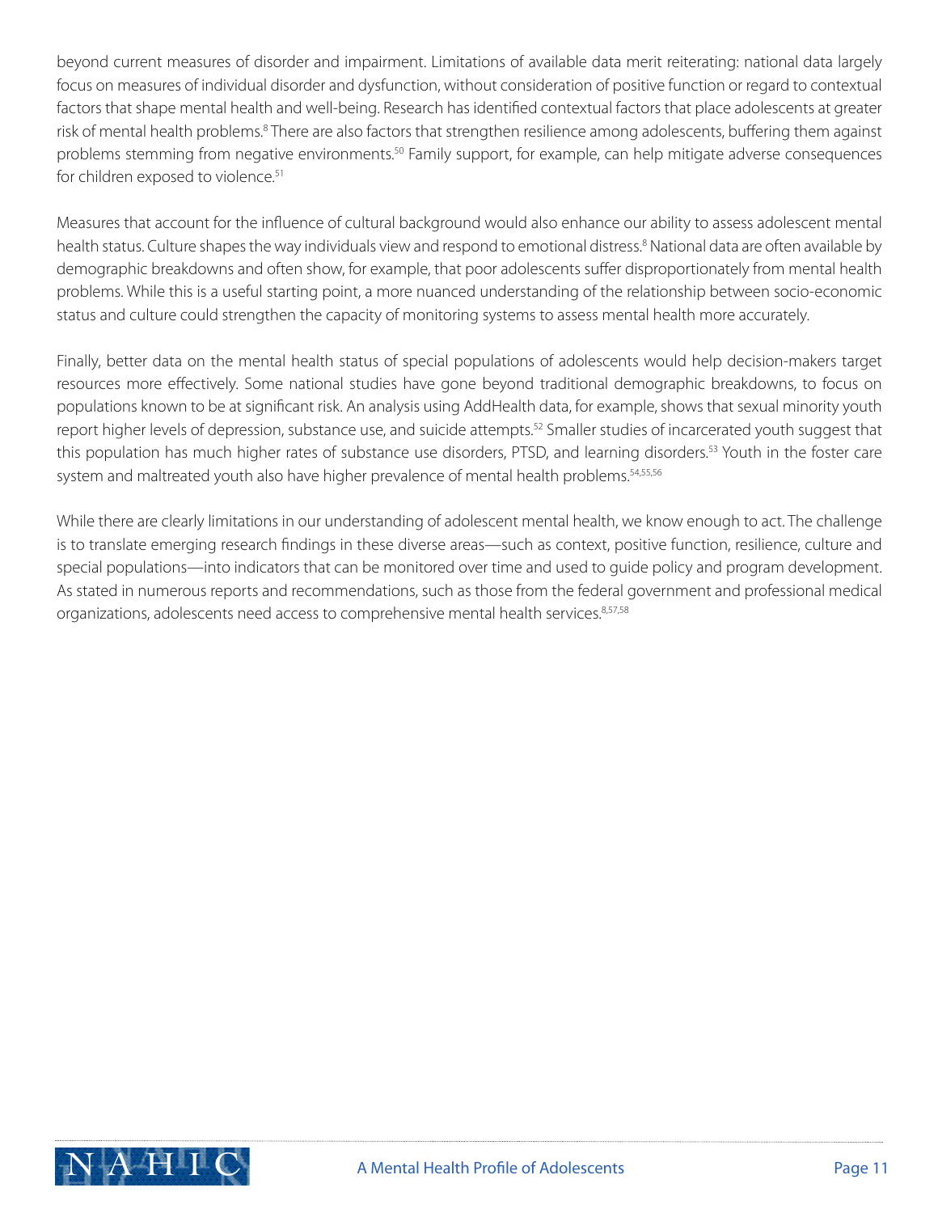beyond current measures of disorder and impairment. Limitations of available data merit reiterating: national data largely focus on measures of individual disorder and dysfunction, without consideration of positive function or regard to contextual factors that shape mental health and well-being. Research has identified contextual factors that place adolescents at greater risk of mental health problems.[8] There are also factors that strengthen resilience among adolescents, buffering them against problems stemming from negative environments.[50] Family support, for example, can help mitigate adverse consequences for children exposed to violence.[51]

Measures that account for the influence of cultural background would also enhance our ability to assess adolescent mental health status. Culture shapes the way individuals view and respond to emotional distress.[8] National data are often available by demographic breakdowns and often show, for example, that poor adolescents suffer disproportionately from mental health problems. While this is a useful starting point, a more nuanced understanding of the relationship between socio-economic status and culture could strengthen the capacity of monitoring systems to assess mental health more accurately.

Finally, better data on the mental health status of special populations of adolescents would help decision-makers target resources more effectively. Some national studies have gone beyond traditional demographic breakdowns, to focus on populations known to be at significant risk. An analysis using AddHealth data, for example, shows that sexual minority youth report higher levels of depression, substance use, and suicide attempts.[52] Smaller studies of incarcerated youth suggest that this population has much higher rates of substance use disorders, PTSD, and learning disorders.[53] Youth in the foster care system and maltreated youth also have higher prevalence of mental health problems.[54,55,56]

While there are clearly limitations in our understanding of adolescent mental health, we know enough to act. The challenge is to translate emerging research findings in these diverse areas—such as context, positive function, resilience, culture and special populations—into indicators that can be monitored over time and used to guide policy and program development. As stated in numerous reports and recommendations, such as those from the federal government and professional medical organizations, adolescents need access to comprehensive mental health services.[8,57,58]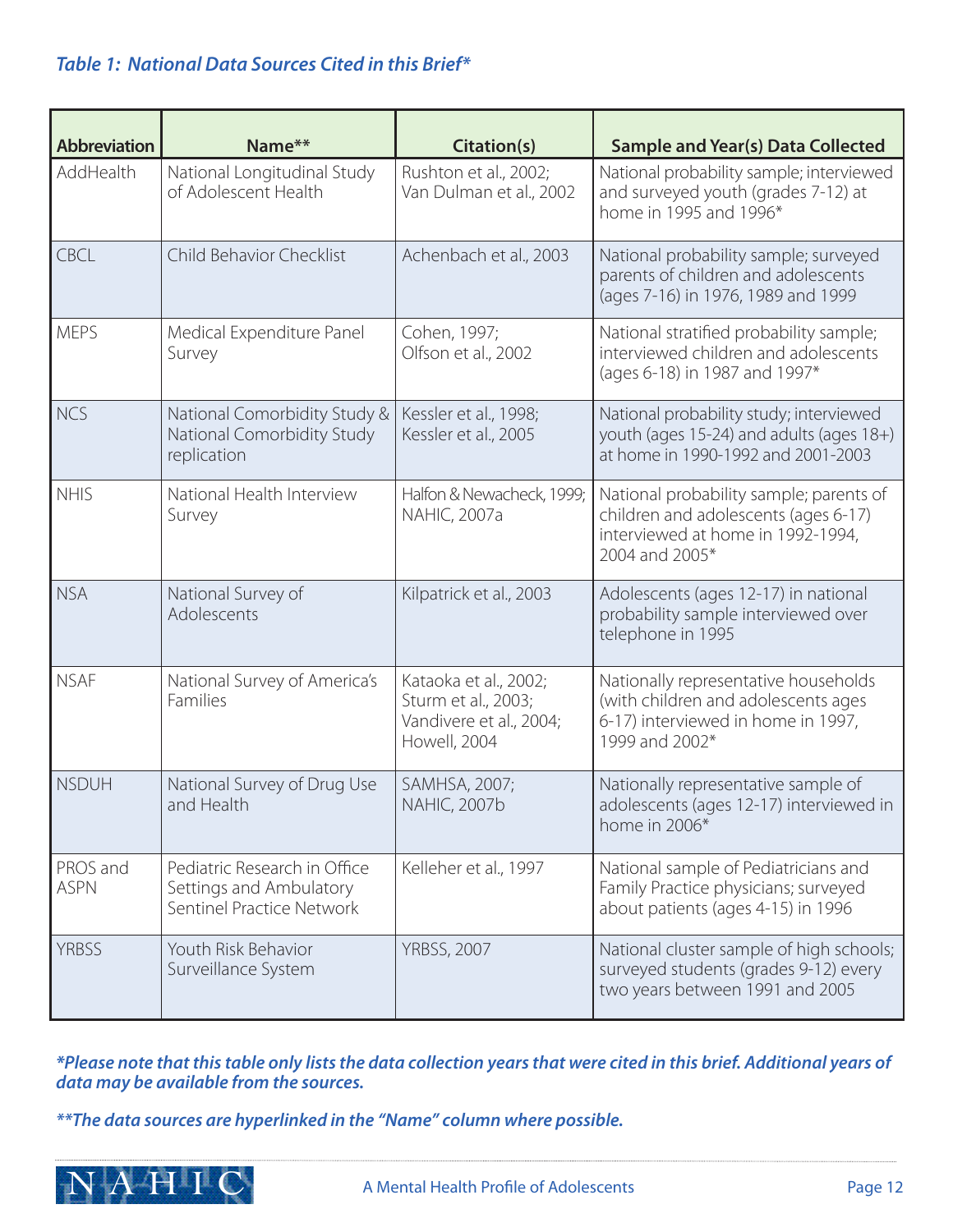*Table 1: National Data Sources Cited in this Brief**

| Abbreviation | Name** | Citation(s) | Sample and Year(s) Data Collected |
|---|---|---|---|
| AddHealth | National Longitudinal Study of Adolescent Health | Rushton et al., 2002; Van Dulman et al., 2002 | National probability sample; interviewed and surveyed youth (grades 7-12) at home in 1995 and 1996* |
| CBCL | Child Behavior Checklist | Achenbach et al., 2003 | National probability sample; surveyed parents of children and adolescents (ages 7-16) in 1976, 1989 and 1999 |
| MEPS | Medical Expenditure Panel Survey | Cohen, 1997; Olfson et al., 2002 | National stratified probability sample; interviewed children and adolescents (ages 6-18) in 1987 and 1997* |
| NCS | National Comorbidity Study & National Comorbidity Study replication | Kessler et al., 1998; Kessler et al., 2005 | National probability study; interviewed youth (ages 15-24) and adults (ages 18+) at home in 1990-1992 and 2001-2003 |
| NHIS | National Health Interview Survey | Halfon & Newacheck, 1999; NAHIC, 2007a | National probability sample; parents of children and adolescents (ages 6-17) interviewed at home in 1992-1994, 2004 and 2005* |
| NSA | National Survey of Adolescents | Kilpatrick et al., 2003 | Adolescents (ages 12-17) in national probability sample interviewed over telephone in 1995 |
| NSAF | National Survey of America's Families | Kataoka et al., 2002; Sturm et al., 2003; Vandivere et al., 2004; Howell, 2004 | Nationally representative households (with children and adolescents ages 6-17) interviewed in home in 1997, 1999 and 2002* |
| NSDUH | National Survey of Drug Use and Health | SAMHSA, 2007; NAHIC, 2007b | Nationally representative sample of adolescents (ages 12-17) interviewed in home in 2006* |
| PROS and ASPN | Pediatric Research in Office Settings and Ambulatory Sentinel Practice Network | Kelleher et al., 1997 | National sample of Pediatricians and Family Practice physicians; surveyed about patients (ages 4-15) in 1996 |
| YRBSS | Youth Risk Behavior Surveillance System | YRBSS, 2007 | National cluster sample of high schools; surveyed students (grades 9-12) every two years between 1991 and 2005 |

***Please note that this table only lists the data collection years that were cited in this brief. Additional years of data may be available from the sources.***

***\*\*The data sources are hyperlinked in the "Name" column where possible.***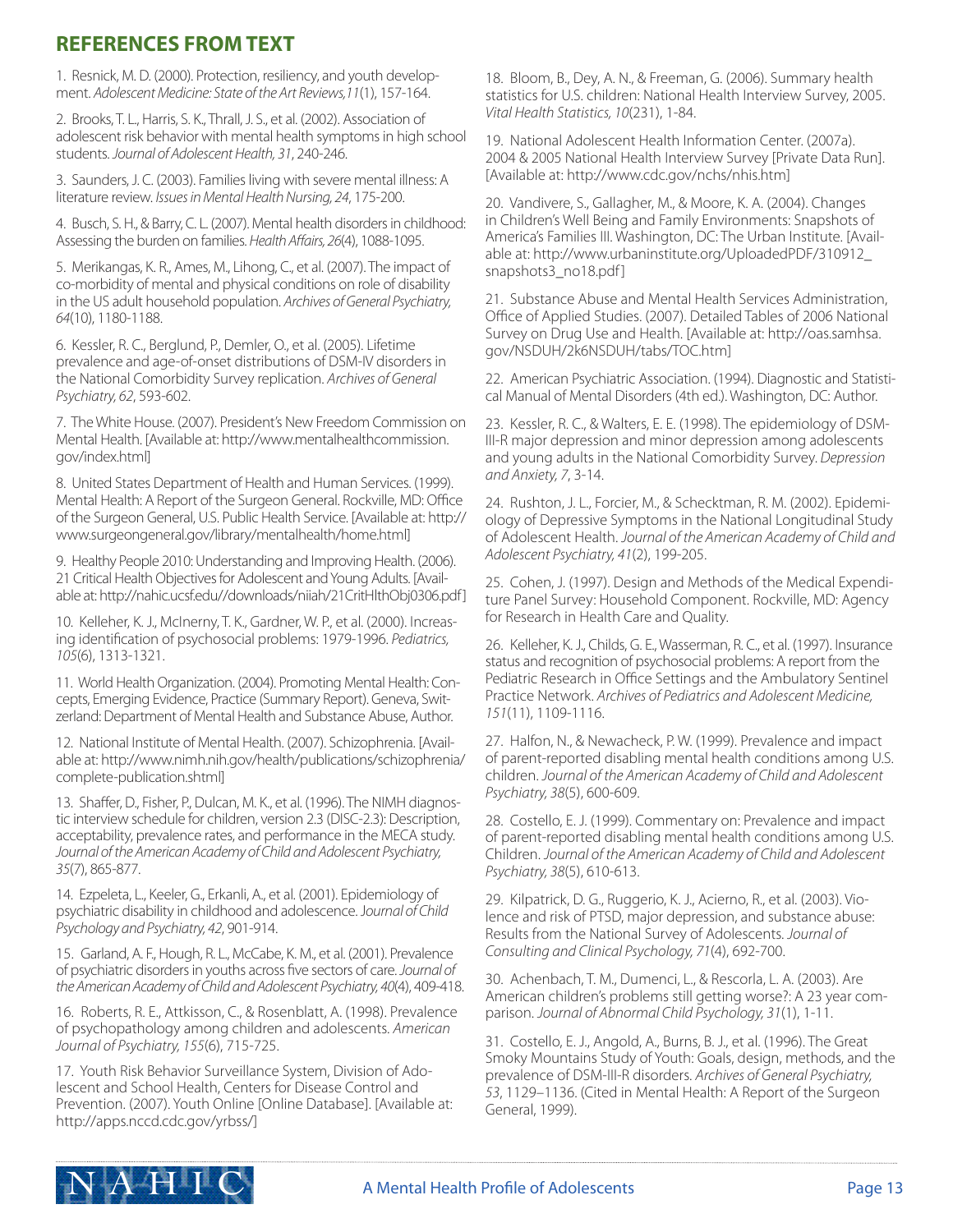## REFERENCES FROM TEXT

1. Resnick, M. D. (2000). Protection, resiliency, and youth development. *Adolescent Medicine: State of the Art Reviews,11*(1), 157-164.

2. Brooks, T. L., Harris, S. K., Thrall, J. S., et al. (2002). Association of adolescent risk behavior with mental health symptoms in high school students. *Journal of Adolescent Health, 31*, 240-246.

3. Saunders, J. C. (2003). Families living with severe mental illness: A literature review. *Issues in Mental Health Nursing, 24*, 175-200.

4. Busch, S. H., & Barry, C. L. (2007). Mental health disorders in childhood: Assessing the burden on families. *Health Affairs, 26*(4), 1088-1095.

5. Merikangas, K. R., Ames, M., Lihong, C., et al. (2007). The impact of co-morbidity of mental and physical conditions on role of disability in the US adult household population. *Archives of General Psychiatry, 64*(10), 1180-1188.

6. Kessler, R. C., Berglund, P., Demler, O., et al. (2005). Lifetime prevalence and age-of-onset distributions of DSM-IV disorders in the National Comorbidity Survey replication. *Archives of General Psychiatry, 62*, 593-602.

7. The White House. (2007). President's New Freedom Commission on Mental Health. [Available at: http://www.mentalhealthcommission.gov/index.html]

8. United States Department of Health and Human Services. (1999). Mental Health: A Report of the Surgeon General. Rockville, MD: Office of the Surgeon General, U.S. Public Health Service. [Available at: http://www.surgeongeneral.gov/library/mentalhealth/home.html]

9. Healthy People 2010: Understanding and Improving Health. (2006). 21 Critical Health Objectives for Adolescent and Young Adults. [Available at: http://nahic.ucsf.edu//downloads/niiah/21CritHlthObj0306.pdf]

10. Kelleher, K. J., McInerny, T. K., Gardner, W. P., et al. (2000). Increasing identification of psychosocial problems: 1979-1996. *Pediatrics, 105*(6), 1313-1321.

11. World Health Organization. (2004). Promoting Mental Health: Concepts, Emerging Evidence, Practice (Summary Report). Geneva, Switzerland: Department of Mental Health and Substance Abuse, Author.

12. National Institute of Mental Health. (2007). Schizophrenia. [Available at: http://www.nimh.nih.gov/health/publications/schizophrenia/complete-publication.shtml]

13. Shaffer, D., Fisher, P., Dulcan, M. K., et al. (1996). The NIMH diagnostic interview schedule for children, version 2.3 (DISC-2.3): Description, acceptability, prevalence rates, and performance in the MECA study. *Journal of the American Academy of Child and Adolescent Psychiatry, 35*(7), 865-877.

14. Ezpeleta, L., Keeler, G., Erkanli, A., et al. (2001). Epidemiology of psychiatric disability in childhood and adolescence. *Journal of Child Psychology and Psychiatry, 42*, 901-914.

15. Garland, A. F., Hough, R. L., McCabe, K. M., et al. (2001). Prevalence of psychiatric disorders in youths across five sectors of care. *Journal of the American Academy of Child and Adolescent Psychiatry, 40*(4), 409-418.

16. Roberts, R. E., Attkisson, C., & Rosenblatt, A. (1998). Prevalence of psychopathology among children and adolescents. *American Journal of Psychiatry, 155*(6), 715-725.

17. Youth Risk Behavior Surveillance System, Division of Adolescent and School Health, Centers for Disease Control and Prevention. (2007). Youth Online [Online Database]. [Available at: http://apps.nccd.cdc.gov/yrbss/]

18. Bloom, B., Dey, A. N., & Freeman, G. (2006). Summary health statistics for U.S. children: National Health Interview Survey, 2005. *Vital Health Statistics, 10*(231), 1-84.

19. National Adolescent Health Information Center. (2007a). 2004 & 2005 National Health Interview Survey [Private Data Run]. [Available at: http://www.cdc.gov/nchs/nhis.htm]

20. Vandivere, S., Gallagher, M., & Moore, K. A. (2004). Changes in Children's Well Being and Family Environments: Snapshots of America's Families III. Washington, DC: The Urban Institute. [Available at: http://www.urbaninstitute.org/UploadedPDF/310912_snapshots3_no18.pdf]

21. Substance Abuse and Mental Health Services Administration, Office of Applied Studies. (2007). Detailed Tables of 2006 National Survey on Drug Use and Health. [Available at: http://oas.samhsa.gov/NSDUH/2k6NSDUH/tabs/TOC.htm]

22. American Psychiatric Association. (1994). Diagnostic and Statistical Manual of Mental Disorders (4th ed.). Washington, DC: Author.

23. Kessler, R. C., & Walters, E. E. (1998). The epidemiology of DSM-III-R major depression and minor depression among adolescents and young adults in the National Comorbidity Survey. *Depression and Anxiety, 7*, 3-14.

24. Rushton, J. L., Forcier, M., & Schecktman, R. M. (2002). Epidemiology of Depressive Symptoms in the National Longitudinal Study of Adolescent Health. *Journal of the American Academy of Child and Adolescent Psychiatry, 41*(2), 199-205.

25. Cohen, J. (1997). Design and Methods of the Medical Expenditure Panel Survey: Household Component. Rockville, MD: Agency for Research in Health Care and Quality.

26. Kelleher, K. J., Childs, G. E., Wasserman, R. C., et al. (1997). Insurance status and recognition of psychosocial problems: A report from the Pediatric Research in Office Settings and the Ambulatory Sentinel Practice Network. *Archives of Pediatrics and Adolescent Medicine, 151*(11), 1109-1116.

27. Halfon, N., & Newacheck, P. W. (1999). Prevalence and impact of parent-reported disabling mental health conditions among U.S. children. *Journal of the American Academy of Child and Adolescent Psychiatry, 38*(5), 600-609.

28. Costello, E. J. (1999). Commentary on: Prevalence and impact of parent-reported disabling mental health conditions among U.S. Children. *Journal of the American Academy of Child and Adolescent Psychiatry, 38*(5), 610-613.

29. Kilpatrick, D. G., Ruggerio, K. J., Acierno, R., et al. (2003). Violence and risk of PTSD, major depression, and substance abuse: Results from the National Survey of Adolescents. *Journal of Consulting and Clinical Psychology, 71*(4), 692-700.

30. Achenbach, T. M., Dumenci, L., & Rescorla, L. A. (2003). Are American children's problems still getting worse?: A 23 year comparison. *Journal of Abnormal Child Psychology, 31*(1), 1-11.

31. Costello, E. J., Angold, A., Burns, B. J., et al. (1996). The Great Smoky Mountains Study of Youth: Goals, design, methods, and the prevalence of DSM-III-R disorders. *Archives of General Psychiatry, 53*, 1129–1136. (Cited in Mental Health: A Report of the Surgeon General, 1999).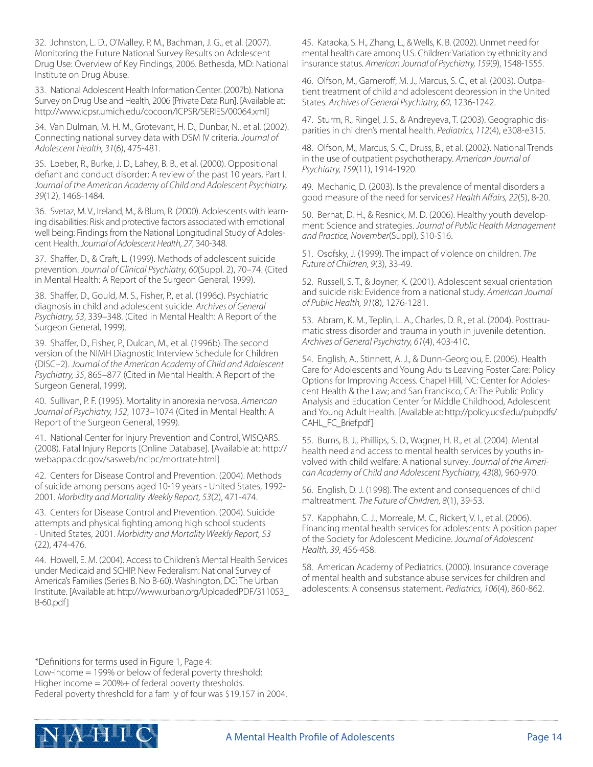32. Johnston, L. D., O'Malley, P. M., Bachman, J. G., et al. (2007). Monitoring the Future National Survey Results on Adolescent Drug Use: Overview of Key Findings, 2006. Bethesda, MD: National Institute on Drug Abuse.

33. National Adolescent Health Information Center. (2007b). National Survey on Drug Use and Health, 2006 [Private Data Run]. [Available at: http://www.icpsr.umich.edu/cocoon/ICPSR/SERIES/00064.xml]

34. Van Dulman, M. H. M., Grotevant, H. D., Dunbar, N., et al. (2002). Connecting national survey data with DSM IV criteria. *Journal of Adolescent Health, 31*(6), 475-481.

35. Loeber, R., Burke, J. D., Lahey, B. B., et al. (2000). Oppositional defiant and conduct disorder: A review of the past 10 years, Part I. *Journal of the American Academy of Child and Adolescent Psychiatry, 39*(12), 1468-1484.

36. Svetaz, M. V., Ireland, M., & Blum, R. (2000). Adolescents with learning disabilities: Risk and protective factors associated with emotional well being: Findings from the National Longitudinal Study of Adolescent Health. *Journal of Adolescent Health, 27*, 340-348.

37. Shaffer, D., & Craft, L. (1999). Methods of adolescent suicide prevention. *Journal of Clinical Psychiatry, 60*(Suppl. 2), 70–74. (Cited in Mental Health: A Report of the Surgeon General, 1999).

38. Shaffer, D., Gould, M. S., Fisher, P., et al. (1996c). Psychiatric diagnosis in child and adolescent suicide. *Archives of General Psychiatry, 53*, 339–348. (Cited in Mental Health: A Report of the Surgeon General, 1999).

39. Shaffer, D., Fisher, P., Dulcan, M., et al. (1996b). The second version of the NIMH Diagnostic Interview Schedule for Children (DISC–2). *Journal of the American Academy of Child and Adolescent Psychiatry, 35*, 865–877 (Cited in Mental Health: A Report of the Surgeon General, 1999).

40. Sullivan, P. F. (1995). Mortality in anorexia nervosa. *American Journal of Psychiatry, 152*, 1073–1074 (Cited in Mental Health: A Report of the Surgeon General, 1999).

41. National Center for Injury Prevention and Control, WISQARS. (2008). Fatal Injury Reports [Online Database]. [Available at: http://webappa.cdc.gov/sasweb/ncipc/mortrate.html]

42. Centers for Disease Control and Prevention. (2004). Methods of suicide among persons aged 10-19 years - United States, 1992-2001. *Morbidity and Mortality Weekly Report, 53*(2), 471-474.

43. Centers for Disease Control and Prevention. (2004). Suicide attempts and physical fighting among high school students - United States, 2001. *Morbidity and Mortality Weekly Report, 53* (22), 474-476.

44. Howell, E. M. (2004). Access to Children's Mental Health Services under Medicaid and SCHIP. New Federalism: National Survey of America's Families (Series B. No B-60). Washington, DC: The Urban Institute. [Available at: http://www.urban.org/UploadedPDF/311053_B-60.pdf]

45. Kataoka, S. H., Zhang, L., & Wells, K. B. (2002). Unmet need for mental health care among U.S. Children: Variation by ethnicity and insurance status. *American Journal of Psychiatry, 159*(9), 1548-1555.

46. Olfson, M., Gameroff, M. J., Marcus, S. C., et al. (2003). Outpatient treatment of child and adolescent depression in the United States. *Archives of General Psychiatry, 60*, 1236-1242.

47. Sturm, R., Ringel, J. S., & Andreyeva, T. (2003). Geographic disparities in children's mental health. *Pediatrics, 112*(4), e308-e315.

48. Olfson, M., Marcus, S. C., Druss, B., et al. (2002). National Trends in the use of outpatient psychotherapy. *American Journal of Psychiatry, 159*(11), 1914-1920.

49. Mechanic, D. (2003). Is the prevalence of mental disorders a good measure of the need for services? *Health Affairs, 22*(5), 8-20.

50. Bernat, D. H., & Resnick, M. D. (2006). Healthy youth development: Science and strategies. *Journal of Public Health Management and Practice, November*(Suppl), S10-S16.

51. Osofsky, J. (1999). The impact of violence on children. *The Future of Children, 9*(3), 33-49.

52. Russell, S. T., & Joyner, K. (2001). Adolescent sexual orientation and suicide risk: Evidence from a national study. *American Journal of Public Health, 91*(8), 1276-1281.

53. Abram, K. M., Teplin, L. A., Charles, D. R., et al. (2004). Posttraumatic stress disorder and trauma in youth in juvenile detention. *Archives of General Psychiatry, 61*(4), 403-410.

54. English, A., Stinnett, A. J., & Dunn-Georgiou, E. (2006). Health Care for Adolescents and Young Adults Leaving Foster Care: Policy Options for Improving Access. Chapel Hill, NC: Center for Adolescent Health & the Law; and San Francisco, CA: The Public Policy Analysis and Education Center for Middle Childhood, Adolescent and Young Adult Health. [Available at: http://policy.ucsf.edu/pubpdfs/CAHL_FC_Brief.pdf]

55. Burns, B. J., Phillips, S. D., Wagner, H. R., et al. (2004). Mental health need and access to mental health services by youths involved with child welfare: A national survey. *Journal of the American Academy of Child and Adolescent Psychiatry, 43*(8), 960-970.

56. English, D. J. (1998). The extent and consequences of child maltreatment. *The Future of Children, 8*(1), 39-53.

57. Kapphahn, C. J., Morreale, M. C., Rickert, V. I., et al. (2006). Financing mental health services for adolescents: A position paper of the Society for Adolescent Medicine. *Journal of Adolescent Health, 39*, 456-458.

58. American Academy of Pediatrics. (2000). Insurance coverage of mental health and substance abuse services for children and adolescents: A consensus statement. *Pediatrics, 106*(4), 860-862.

*Definitions for terms used in Figure 1, Page 4:
Low-income = 199% or below of federal poverty threshold;
Higher income = 200%+ of federal poverty thresholds.
Federal poverty threshold for a family of four was $19,157 in 2004.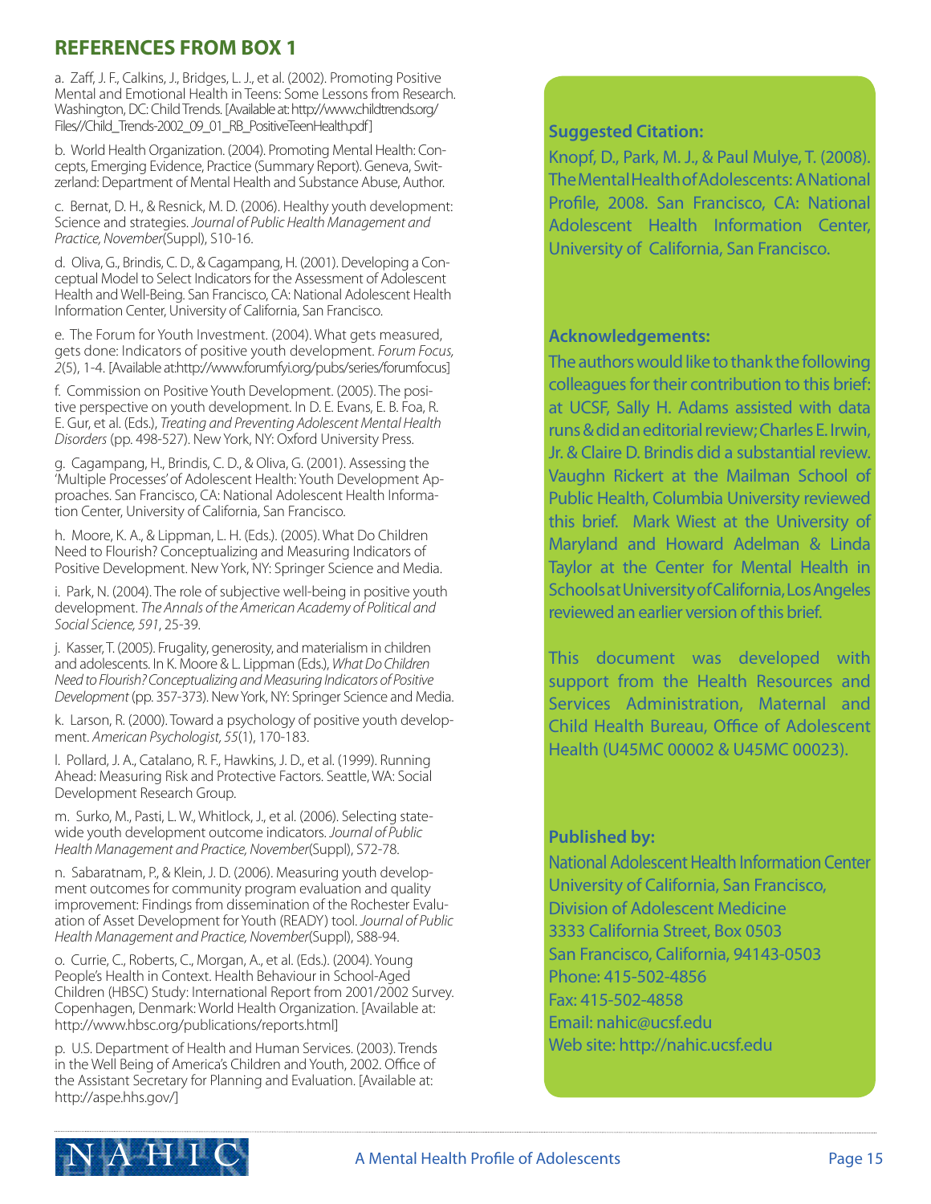## REFERENCES FROM BOX 1

a. Zaff, J. F., Calkins, J., Bridges, L. J., et al. (2002). Promoting Positive Mental and Emotional Health in Teens: Some Lessons from Research. Washington, DC: Child Trends. [Available at: http://www.childtrends.org/Files//Child_Trends-2002_09_01_RB_PositiveTeenHealth.pdf]

b. World Health Organization. (2004). Promoting Mental Health: Concepts, Emerging Evidence, Practice (Summary Report). Geneva, Switzerland: Department of Mental Health and Substance Abuse, Author.

c. Bernat, D. H., & Resnick, M. D. (2006). Healthy youth development: Science and strategies. *Journal of Public Health Management and Practice, November*(Suppl), S10-16.

d. Oliva, G., Brindis, C. D., & Cagampang, H. (2001). Developing a Conceptual Model to Select Indicators for the Assessment of Adolescent Health and Well-Being. San Francisco, CA: National Adolescent Health Information Center, University of California, San Francisco.

e. The Forum for Youth Investment. (2004). What gets measured, gets done: Indicators of positive youth development. *Forum Focus, 2*(5), 1-4. [Available at:http://www.forumfyi.org/pubs/series/forumfocus]

f. Commission on Positive Youth Development. (2005). The positive perspective on youth development. In D. E. Evans, E. B. Foa, R. E. Gur, et al. (Eds.), *Treating and Preventing Adolescent Mental Health Disorders* (pp. 498-527). New York, NY: Oxford University Press.

g. Cagampang, H., Brindis, C. D., & Oliva, G. (2001). Assessing the 'Multiple Processes' of Adolescent Health: Youth Development Approaches. San Francisco, CA: National Adolescent Health Information Center, University of California, San Francisco.

h. Moore, K. A., & Lippman, L. H. (Eds.). (2005). What Do Children Need to Flourish? Conceptualizing and Measuring Indicators of Positive Development. New York, NY: Springer Science and Media.

i. Park, N. (2004). The role of subjective well-being in positive youth development. *The Annals of the American Academy of Political and Social Science, 591*, 25-39.

j. Kasser, T. (2005). Frugality, generosity, and materialism in children and adolescents. In K. Moore & L. Lippman (Eds.), *What Do Children Need to Flourish? Conceptualizing and Measuring Indicators of Positive Development* (pp. 357-373). New York, NY: Springer Science and Media.

k. Larson, R. (2000). Toward a psychology of positive youth development. *American Psychologist, 55*(1), 170-183.

l. Pollard, J. A., Catalano, R. F., Hawkins, J. D., et al. (1999). Running Ahead: Measuring Risk and Protective Factors. Seattle, WA: Social Development Research Group.

m. Surko, M., Pasti, L. W., Whitlock, J., et al. (2006). Selecting statewide youth development outcome indicators. *Journal of Public Health Management and Practice, November*(Suppl), S72-78.

n. Sabaratnam, P., & Klein, J. D. (2006). Measuring youth development outcomes for community program evaluation and quality improvement: Findings from dissemination of the Rochester Evaluation of Asset Development for Youth (READY) tool. *Journal of Public Health Management and Practice, November*(Suppl), S88-94.

o. Currie, C., Roberts, C., Morgan, A., et al. (Eds.). (2004). Young People's Health in Context. Health Behaviour in School-Aged Children (HBSC) Study: International Report from 2001/2002 Survey. Copenhagen, Denmark: World Health Organization. [Available at: http://www.hbsc.org/publications/reports.html]

p. U.S. Department of Health and Human Services. (2003). Trends in the Well Being of America's Children and Youth, 2002. Office of the Assistant Secretary for Planning and Evaluation. [Available at: http://aspe.hhs.gov/]

**Suggested Citation:**

Knopf, D., Park, M. J., & Paul Mulye, T. (2008). The Mental Health of Adolescents: A National Profile, 2008. San Francisco, CA: National Adolescent Health Information Center, University of California, San Francisco.

**Acknowledgements:**

The authors would like to thank the following colleagues for their contribution to this brief: at UCSF, Sally H. Adams assisted with data runs & did an editorial review; Charles E. Irwin, Jr. & Claire D. Brindis did a substantial review. Vaughn Rickert at the Mailman School of Public Health, Columbia University reviewed this brief. Mark Wiest at the University of Maryland and Howard Adelman & Linda Taylor at the Center for Mental Health in Schools at University of California, Los Angeles reviewed an earlier version of this brief.

This document was developed with support from the Health Resources and Services Administration, Maternal and Child Health Bureau, Office of Adolescent Health (U45MC 00002 & U45MC 00023).

**Published by:**

National Adolescent Health Information Center
University of California, San Francisco,
Division of Adolescent Medicine
3333 California Street, Box 0503
San Francisco, California, 94143-0503
Phone: 415-502-4856
Fax: 415-502-4858
Email: nahic@ucsf.edu
Web site: http://nahic.ucsf.edu